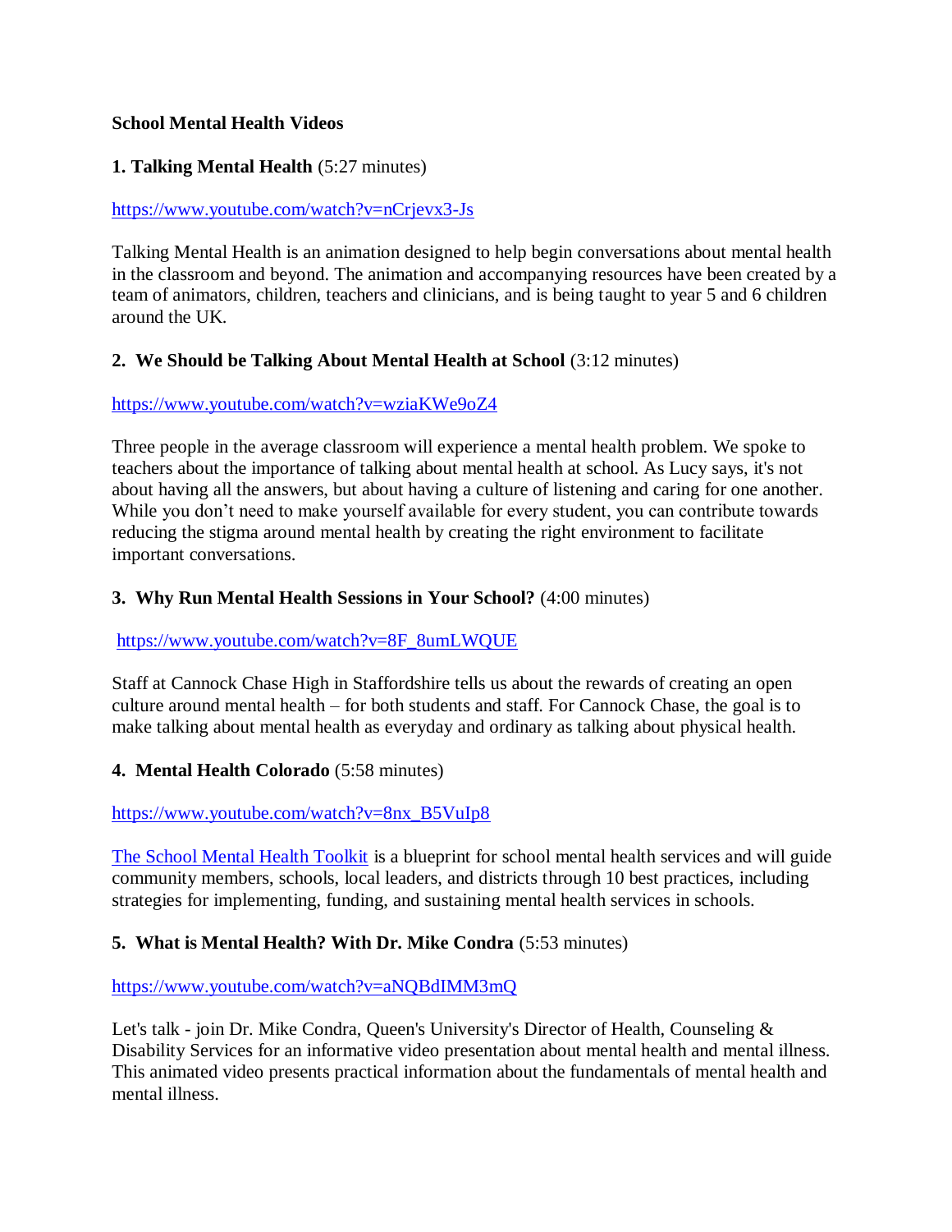**School Mental Health Videos**

**1. Talking Mental Health** (5:27 minutes)

https://www.youtube.com/watch?v=nCrjevx3-Js

Talking Mental Health is an animation designed to help begin conversations about mental health in the classroom and beyond. The animation and accompanying resources have been created by a team of animators, children, teachers and clinicians, and is being taught to year 5 and 6 children around the UK.

**2. We Should be Talking About Mental Health at School** (3:12 minutes)

https://www.youtube.com/watch?v=wziaKWe9oZ4

Three people in the average classroom will experience a mental health problem. We spoke to teachers about the importance of talking about mental health at school. As Lucy says, it's not about having all the answers, but about having a culture of listening and caring for one another. While you don't need to make yourself available for every student, you can contribute towards reducing the stigma around mental health by creating the right environment to facilitate important conversations.

**3. Why Run Mental Health Sessions in Your School?** (4:00 minutes)

https://www.youtube.com/watch?v=8F_8umLWQUE

Staff at Cannock Chase High in Staffordshire tells us about the rewards of creating an open culture around mental health – for both students and staff. For Cannock Chase, the goal is to make talking about mental health as everyday and ordinary as talking about physical health.

**4. Mental Health Colorado** (5:58 minutes)

https://www.youtube.com/watch?v=8nx_B5VuIp8

The School Mental Health Toolkit is a blueprint for school mental health services and will guide community members, schools, local leaders, and districts through 10 best practices, including strategies for implementing, funding, and sustaining mental health services in schools.

**5. What is Mental Health? With Dr. Mike Condra** (5:53 minutes)

https://www.youtube.com/watch?v=aNQBdIMM3mQ

Let's talk - join Dr. Mike Condra, Queen's University's Director of Health, Counseling & Disability Services for an informative video presentation about mental health and mental illness. This animated video presents practical information about the fundamentals of mental health and mental illness.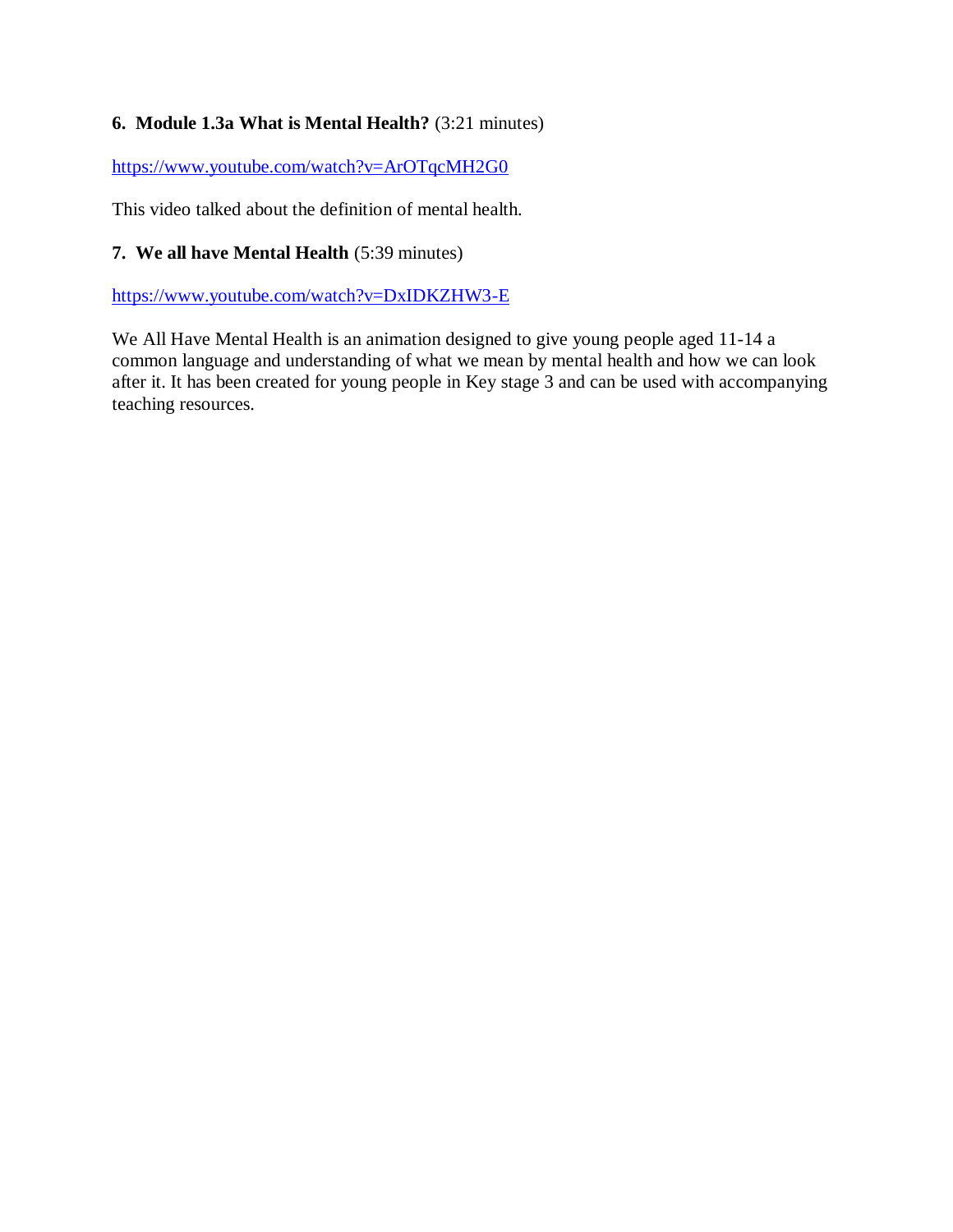6. **Module 1.3a What is Mental Health?** (3:21 minutes)

https://www.youtube.com/watch?v=ArOTqcMH2G0

This video talked about the definition of mental health.

7. **We all have Mental Health** (5:39 minutes)

https://www.youtube.com/watch?v=DxIDKZHW3-E

We All Have Mental Health is an animation designed to give young people aged 11-14 a common language and understanding of what we mean by mental health and how we can look after it. It has been created for young people in Key stage 3 and can be used with accompanying teaching resources.